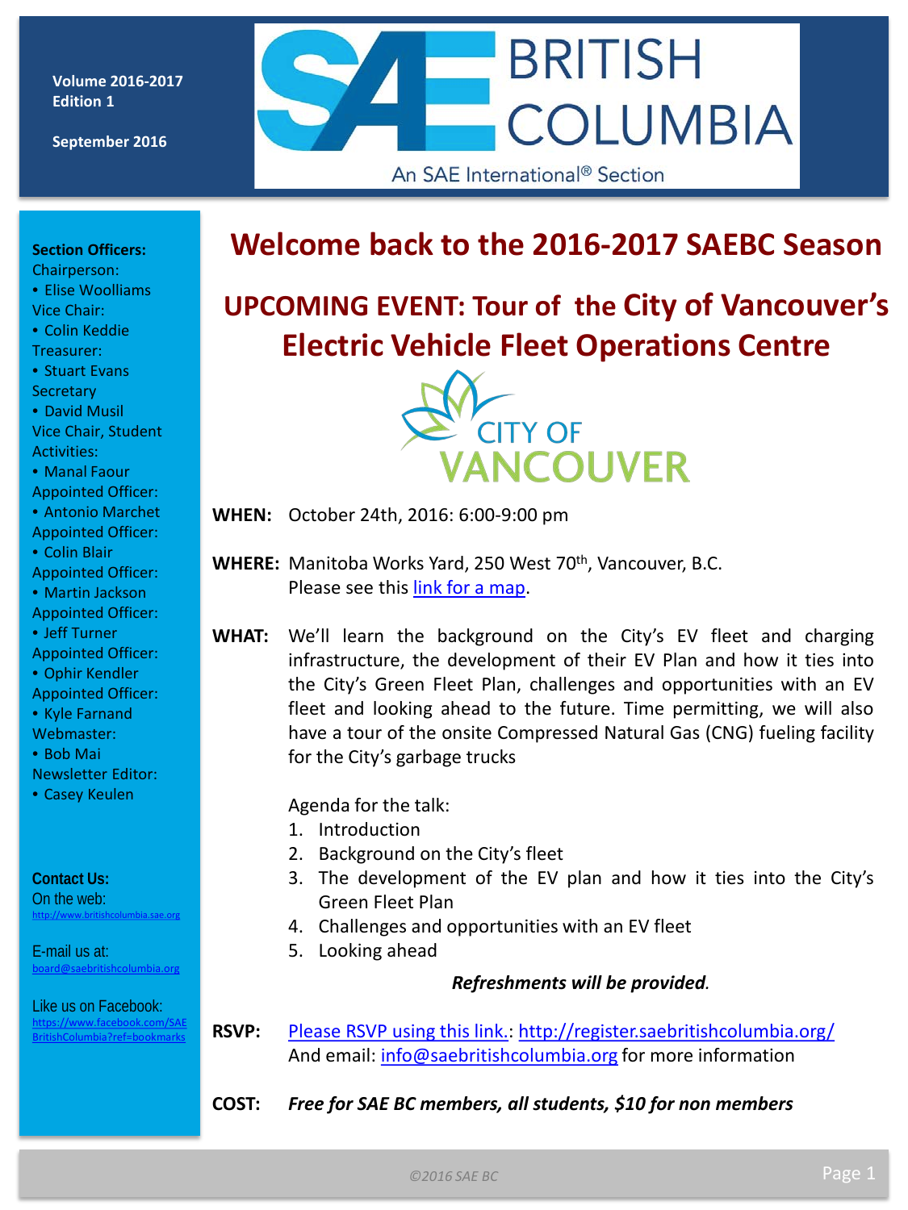Volume 2016-2017
Edition 1

September 2016

# SAE BRITISH COLUMBIA

An SAE International® Section

**Section Officers:**
Chairperson:
- Elise Woolliams

Vice Chair:
- Colin Keddie

Treasurer:
- Stuart Evans

Secretary
- David Musil

Vice Chair, Student Activities:
- Manal Faour

Appointed Officer:
- Antonio Marchet

Appointed Officer:
- Colin Blair

Appointed Officer:
- Martin Jackson

Appointed Officer:
- Jeff Turner

Appointed Officer:
- Ophir Kendler

Appointed Officer:
- Kyle Farnand

Webmaster:
- Bob Mai

Newsletter Editor:
- Casey Keulen

**Contact Us:**
On the web:
http://www.britishcolumbia.sae.org

E-mail us at:
board@saebritishcolumbia.org

Like us on Facebook:
https://www.facebook.com/SAEBritishColumbia?ref=bookmarks

# Welcome back to the 2016-2017 SAEBC Season

## UPCOMING EVENT: Tour of the City of Vancouver's Electric Vehicle Fleet Operations Centre

CITY OF VANCOUVER

**WHEN:** October 24th, 2016: 6:00-9:00 pm

**WHERE:** Manitoba Works Yard, 250 West 70th, Vancouver, B.C.
Please see this link for a map.

**WHAT:** We'll learn the background on the City's EV fleet and charging infrastructure, the development of their EV Plan and how it ties into the City's Green Fleet Plan, challenges and opportunities with an EV fleet and looking ahead to the future. Time permitting, we will also have a tour of the onsite Compressed Natural Gas (CNG) fueling facility for the City's garbage trucks

Agenda for the talk:
1. Introduction
2. Background on the City's fleet
3. The development of the EV plan and how it ties into the City's Green Fleet Plan
4. Challenges and opportunities with an EV fleet
5. Looking ahead

***Refreshments will be provided***.

**RSVP:** Please RSVP using this link.: http://register.saebritishcolumbia.org/
And email: info@saebritishcolumbia.org for more information

**COST:** ***Free for SAE BC members, all students, $10 for non members***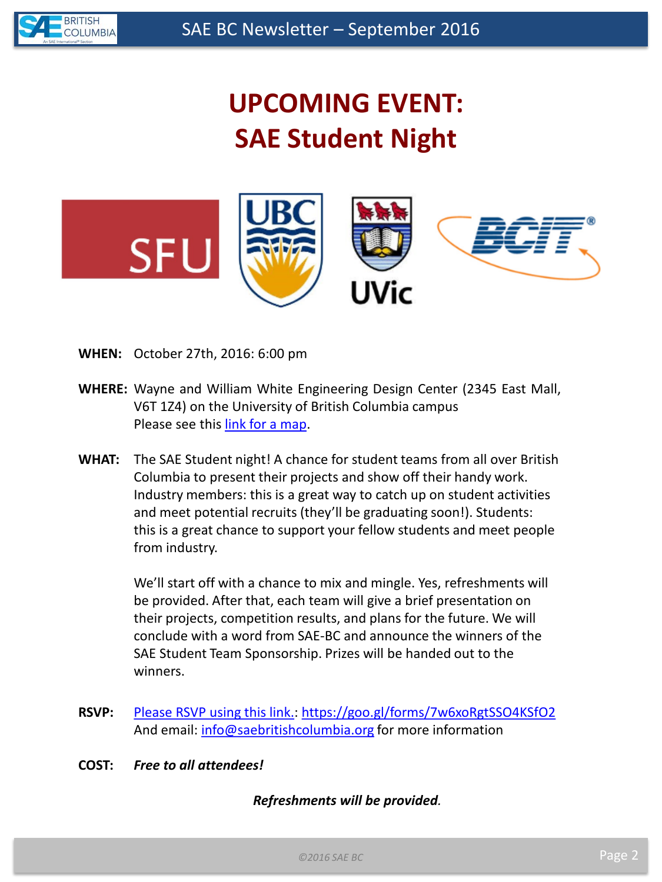# UPCOMING EVENT:
# SAE Student Night

**WHEN:** October 27th, 2016: 6:00 pm

**WHERE:** Wayne and William White Engineering Design Center (2345 East Mall, V6T 1Z4) on the University of British Columbia campus
Please see this link for a map.

**WHAT:** The SAE Student night! A chance for student teams from all over British Columbia to present their projects and show off their handy work. Industry members: this is a great way to catch up on student activities and meet potential recruits (they'll be graduating soon!). Students: this is a great chance to support your fellow students and meet people from industry.

We'll start off with a chance to mix and mingle. Yes, refreshments will be provided. After that, each team will give a brief presentation on their projects, competition results, and plans for the future. We will conclude with a word from SAE-BC and announce the winners of the SAE Student Team Sponsorship. Prizes will be handed out to the winners.

**RSVP:** Please RSVP using this link.: https://goo.gl/forms/7w6xoRgtSSO4KSfO2
And email: info@saebritishcolumbia.org for more information

**COST:** ***Free to all attendees!***

***Refreshments will be provided.***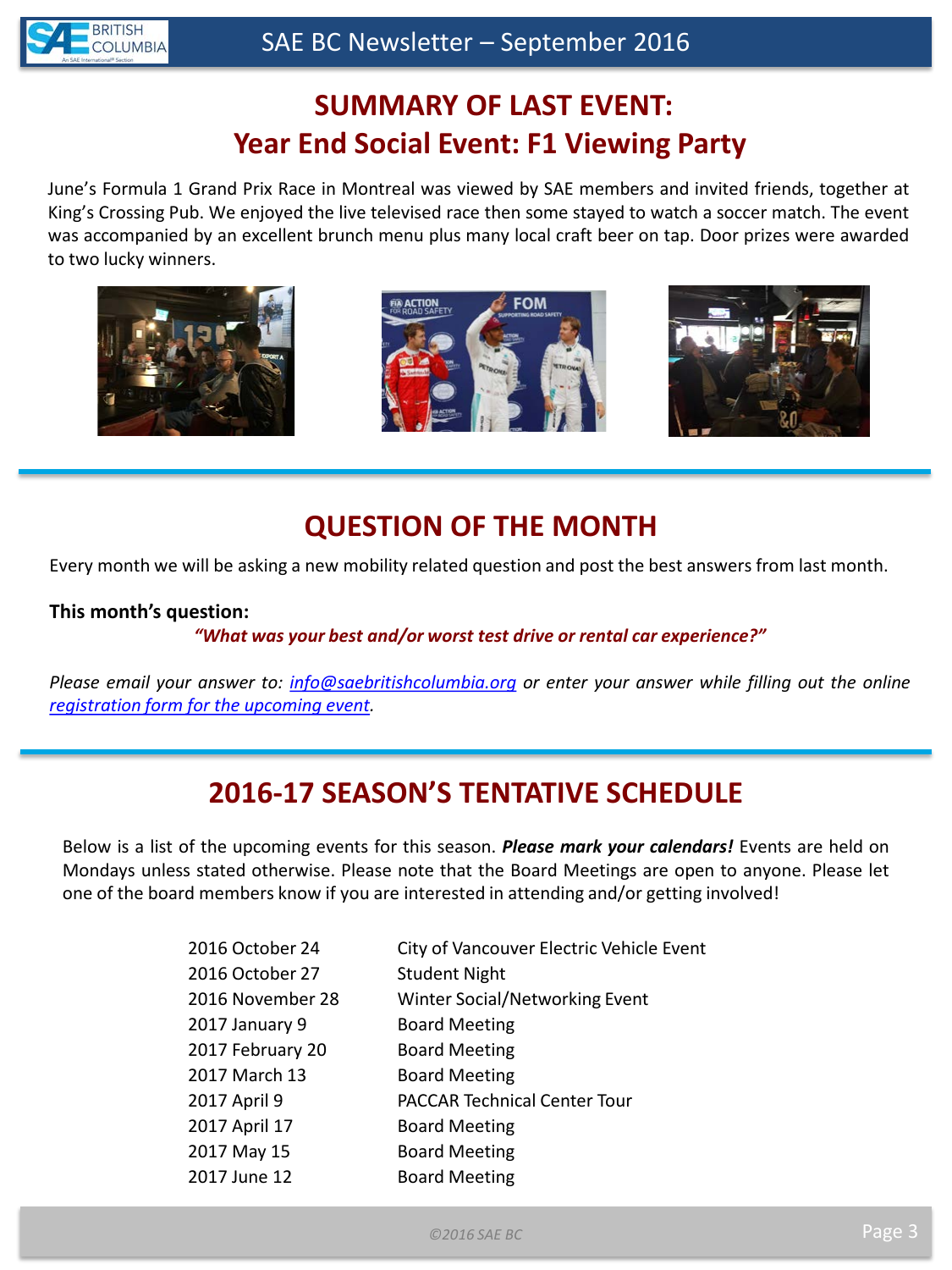# SUMMARY OF LAST EVENT:
# Year End Social Event: F1 Viewing Party

June's Formula 1 Grand Prix Race in Montreal was viewed by SAE members and invited friends, together at King's Crossing Pub. We enjoyed the live televised race then some stayed to watch a soccer match. The event was accompanied by an excellent brunch menu plus many local craft beer on tap. Door prizes were awarded to two lucky winners.

## QUESTION OF THE MONTH

Every month we will be asking a new mobility related question and post the best answers from last month.

**This month's question:**

***"What was your best and/or worst test drive or rental car experience?"***

*Please email your answer to: info@saebritishcolumbia.org or enter your answer while filling out the online registration form for the upcoming event.*

## 2016-17 SEASON'S TENTATIVE SCHEDULE

Below is a list of the upcoming events for this season. ***Please mark your calendars!*** Events are held on Mondays unless stated otherwise. Please note that the Board Meetings are open to anyone. Please let one of the board members know if you are interested in attending and/or getting involved!

| Date | Event |
|---|---|
| 2016 October 24 | City of Vancouver Electric Vehicle Event |
| 2016 October 27 | Student Night |
| 2016 November 28 | Winter Social/Networking Event |
| 2017 January 9 | Board Meeting |
| 2017 February 20 | Board Meeting |
| 2017 March 13 | Board Meeting |
| 2017 April 9 | PACCAR Technical Center Tour |
| 2017 April 17 | Board Meeting |
| 2017 May 15 | Board Meeting |
| 2017 June 12 | Board Meeting |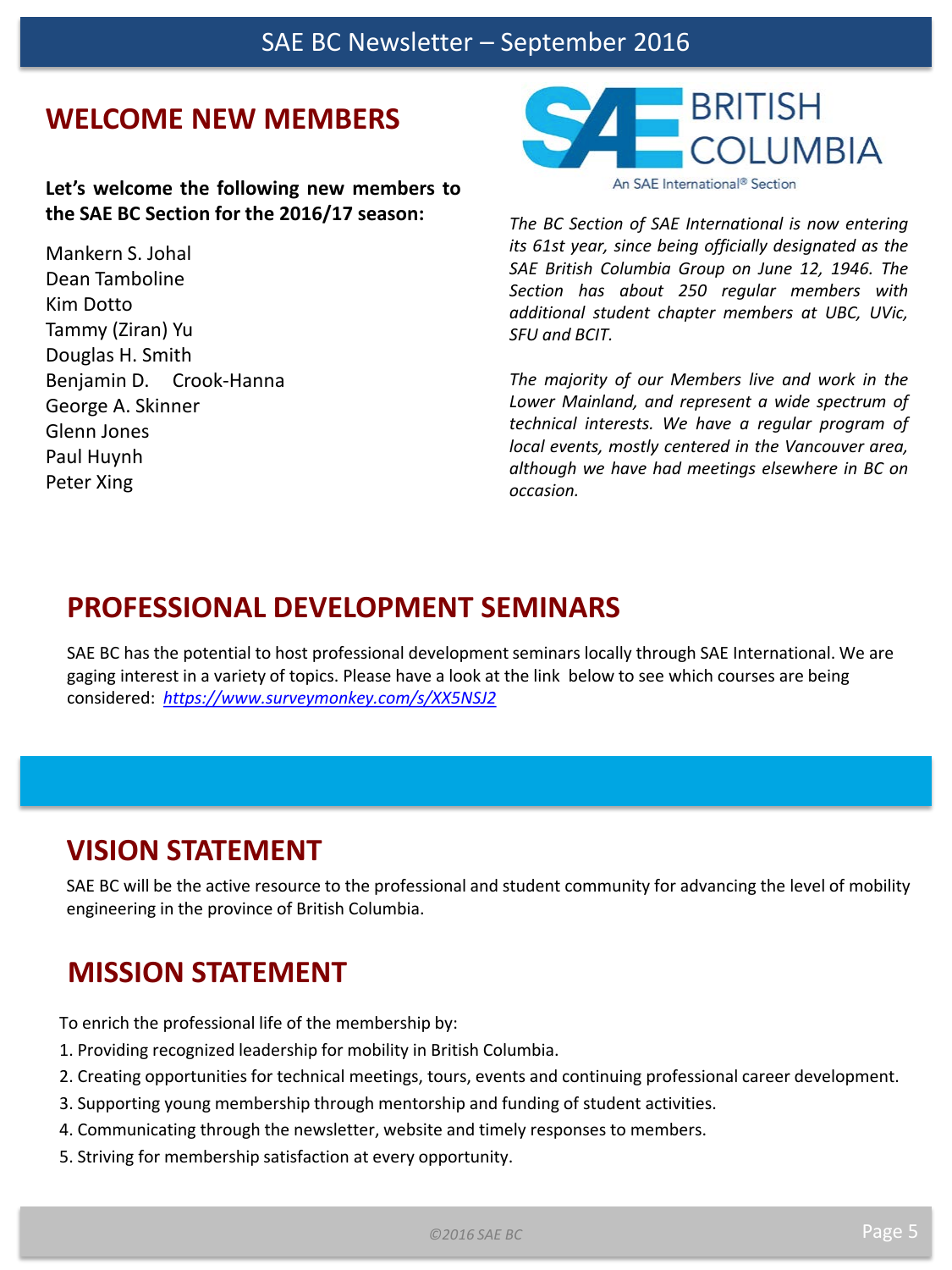## WELCOME NEW MEMBERS

**Let's welcome the following new members to the SAE BC Section for the 2016/17 season:**

Mankern S. Johal
Dean Tamboline
Kim Dotto
Tammy (Ziran) Yu
Douglas H. Smith
Benjamin D. Crook-Hanna
George A. Skinner
Glenn Jones
Paul Huynh
Peter Xing

SAE BRITISH COLUMBIA
An SAE International® Section

*The BC Section of SAE International is now entering its 61st year, since being officially designated as the SAE British Columbia Group on June 12, 1946. The Section has about 250 regular members with additional student chapter members at UBC, UVic, SFU and BCIT.*

*The majority of our Members live and work in the Lower Mainland, and represent a wide spectrum of technical interests. We have a regular program of local events, mostly centered in the Vancouver area, although we have had meetings elsewhere in BC on occasion.*

## PROFESSIONAL DEVELOPMENT SEMINARS

SAE BC has the potential to host professional development seminars locally through SAE International. We are gaging interest in a variety of topics. Please have a look at the link below to see which courses are being considered: *https://www.surveymonkey.com/s/XX5NSJ2*

## VISION STATEMENT

SAE BC will be the active resource to the professional and student community for advancing the level of mobility engineering in the province of British Columbia.

## MISSION STATEMENT

To enrich the professional life of the membership by:

1. Providing recognized leadership for mobility in British Columbia.
2. Creating opportunities for technical meetings, tours, events and continuing professional career development.
3. Supporting young membership through mentorship and funding of student activities.
4. Communicating through the newsletter, website and timely responses to members.
5. Striving for membership satisfaction at every opportunity.

*©2016 SAE BC*